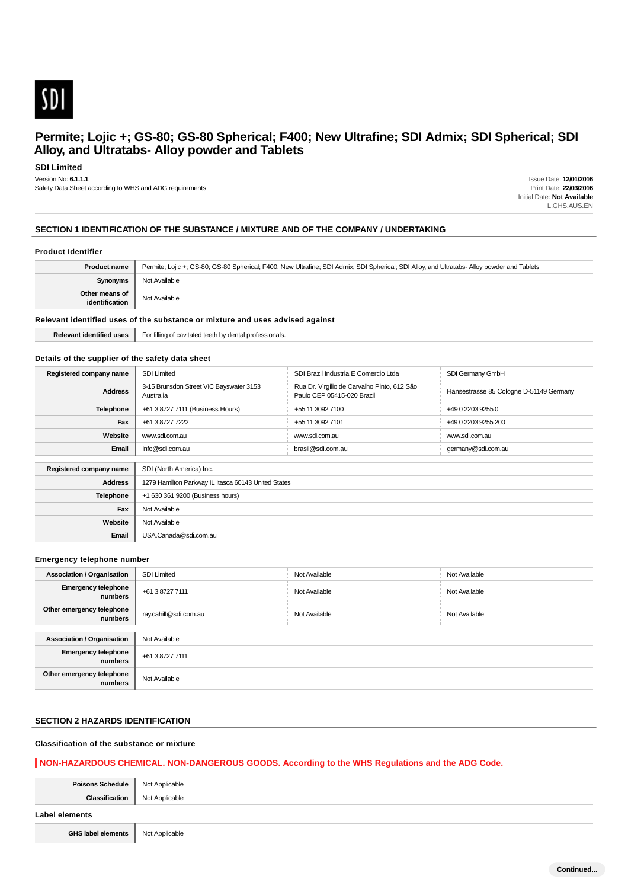SDI

# Permite; Lojic +; GS-80; GS-80 Spherical; F400; New Ultrafine; SDI Admix; SDI Spherical; SDI Alloy, and Ultratabs- Alloy powder and Tablets

**SDI Limited**

Version No: **6.1.1.1**
Safety Data Sheet according to WHS and ADG requirements

Issue Date: **12/01/2016**
Print Date: **22/03/2016**
Initial Date: **Not Available**
L.GHS.AUS.EN

## SECTION 1 IDENTIFICATION OF THE SUBSTANCE / MIXTURE AND OF THE COMPANY / UNDERTAKING

### Product Identifier

| | |
|---|---|
| **Product name** | Permite; Lojic +; GS-80; GS-80 Spherical; F400; New Ultrafine; SDI Admix; SDI Spherical; SDI Alloy, and Ultratabs- Alloy powder and Tablets |
| **Synonyms** | Not Available |
| **Other means of identification** | Not Available |

### Relevant identified uses of the substance or mixture and uses advised against

| | |
|---|---|
| **Relevant identified uses** | For filling of cavitated teeth by dental professionals. |

### Details of the supplier of the safety data sheet

| | | | |
|---|---|---|---|
| **Registered company name** | SDI Limited | SDI Brazil Industria E Comercio Ltda | SDI Germany GmbH |
| **Address** | 3-15 Brunsdon Street VIC Bayswater 3153 Australia | Rua Dr. Virgilio de Carvalho Pinto, 612 São Paulo CEP 05415-020 Brazil | Hansestrasse 85 Cologne D-51149 Germany |
| **Telephone** | +61 3 8727 7111 (Business Hours) | +55 11 3092 7100 | +49 0 2203 9255 0 |
| **Fax** | +61 3 8727 7222 | +55 11 3092 7101 | +49 0 2203 9255 200 |
| **Website** | www.sdi.com.au | www.sdi.com.au | www.sdi.com.au |
| **Email** | info@sdi.com.au | brasil@sdi.com.au | germany@sdi.com.au |

| | |
|---|---|
| **Registered company name** | SDI (North America) Inc. |
| **Address** | 1279 Hamilton Parkway IL Itasca 60143 United States |
| **Telephone** | +1 630 361 9200 (Business hours) |
| **Fax** | Not Available |
| **Website** | Not Available |
| **Email** | USA.Canada@sdi.com.au |

### Emergency telephone number

| | | | |
|---|---|---|---|
| **Association / Organisation** | SDI Limited | Not Available | Not Available |
| **Emergency telephone numbers** | +61 3 8727 7111 | Not Available | Not Available |
| **Other emergency telephone numbers** | ray.cahill@sdi.com.au | Not Available | Not Available |

| | |
|---|---|
| **Association / Organisation** | Not Available |
| **Emergency telephone numbers** | +61 3 8727 7111 |
| **Other emergency telephone numbers** | Not Available |

## SECTION 2 HAZARDS IDENTIFICATION

### Classification of the substance or mixture

**NON-HAZARDOUS CHEMICAL. NON-DANGEROUS GOODS. According to the WHS Regulations and the ADG Code.**

| | |
|---|---|
| **Poisons Schedule** | Not Applicable |
| **Classification** | Not Applicable |

### Label elements

| | |
|---|---|
| **GHS label elements** | Not Applicable |

Continued...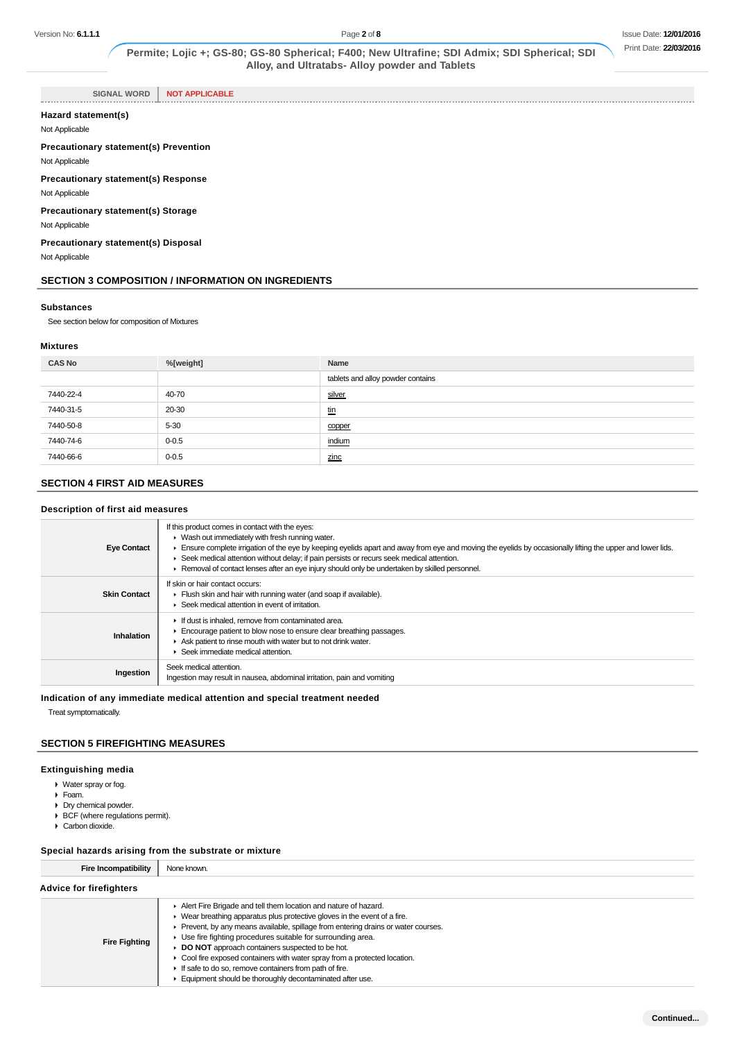| SIGNAL WORD | NOT APPLICABLE |
|---|---|

### Hazard statement(s)

Not Applicable

### Precautionary statement(s) Prevention

Not Applicable

### Precautionary statement(s) Response

Not Applicable

### Precautionary statement(s) Storage

Not Applicable

### Precautionary statement(s) Disposal

Not Applicable

## SECTION 3 COMPOSITION / INFORMATION ON INGREDIENTS

### Substances

See section below for composition of Mixtures

### Mixtures

| CAS No | %[weight] | Name |
|---|---|---|
| | | tablets and alloy powder contains |
| 7440-22-4 | 40-70 | silver |
| 7440-31-5 | 20-30 | tin |
| 7440-50-8 | 5-30 | copper |
| 7440-74-6 | 0-0.5 | indium |
| 7440-66-6 | 0-0.5 | zinc |

## SECTION 4 FIRST AID MEASURES

### Description of first aid measures

| | |
|---|---|
| **Eye Contact** | If this product comes in contact with the eyes:<br>▶ Wash out immediately with fresh running water.<br>▶ Ensure complete irrigation of the eye by keeping eyelids apart and away from eye and moving the eyelids by occasionally lifting the upper and lower lids.<br>▶ Seek medical attention without delay; if pain persists or recurs seek medical attention.<br>▶ Removal of contact lenses after an eye injury should only be undertaken by skilled personnel. |
| **Skin Contact** | If skin or hair contact occurs:<br>▶ Flush skin and hair with running water (and soap if available).<br>▶ Seek medical attention in event of irritation. |
| **Inhalation** | ▶ If dust is inhaled, remove from contaminated area.<br>▶ Encourage patient to blow nose to ensure clear breathing passages.<br>▶ Ask patient to rinse mouth with water but to not drink water.<br>▶ Seek immediate medical attention. |
| **Ingestion** | Seek medical attention.<br>Ingestion may result in nausea, abdominal irritation, pain and vomiting |

### Indication of any immediate medical attention and special treatment needed

Treat symptomatically.

## SECTION 5 FIREFIGHTING MEASURES

### Extinguishing media

- Water spray or fog.
- Foam.
- Dry chemical powder.
- BCF (where regulations permit).
- Carbon dioxide.

### Special hazards arising from the substrate or mixture

| **Fire Incompatibility** | None known. |
|---|---|

### Advice for firefighters

| | |
|---|---|
| **Fire Fighting** | ▶ Alert Fire Brigade and tell them location and nature of hazard.<br>▶ Wear breathing apparatus plus protective gloves in the event of a fire.<br>▶ Prevent, by any means available, spillage from entering drains or water courses.<br>▶ Use fire fighting procedures suitable for surrounding area.<br>▶ **DO NOT** approach containers suspected to be hot.<br>▶ Cool fire exposed containers with water spray from a protected location.<br>▶ If safe to do so, remove containers from path of fire.<br>▶ Equipment should be thoroughly decontaminated after use. |

**Continued...**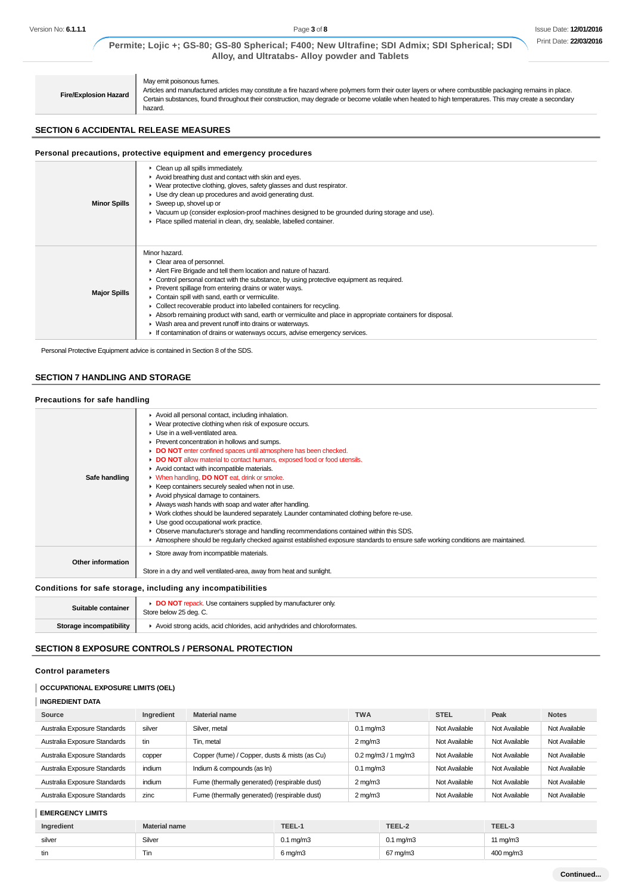| | |
|---|---|
| **Fire/Explosion Hazard** | May emit poisonous fumes.<br>Articles and manufactured articles may constitute a fire hazard where polymers form their outer layers or where combustible packaging remains in place.<br>Certain substances, found throughout their construction, may degrade or become volatile when heated to high temperatures. This may create a secondary hazard. |

## SECTION 6 ACCIDENTAL RELEASE MEASURES

### Personal precautions, protective equipment and emergency procedures

| | |
|---|---|
| **Minor Spills** | ▸ Clean up all spills immediately.<br>▸ Avoid breathing dust and contact with skin and eyes.<br>▸ Wear protective clothing, gloves, safety glasses and dust respirator.<br>▸ Use dry clean up procedures and avoid generating dust.<br>▸ Sweep up, shovel up or<br>▸ Vacuum up (consider explosion-proof machines designed to be grounded during storage and use).<br>▸ Place spilled material in clean, dry, sealable, labelled container. |
| **Major Spills** | Minor hazard.<br>▸ Clear area of personnel.<br>▸ Alert Fire Brigade and tell them location and nature of hazard.<br>▸ Control personal contact with the substance, by using protective equipment as required.<br>▸ Prevent spillage from entering drains or water ways.<br>▸ Contain spill with sand, earth or vermiculite.<br>▸ Collect recoverable product into labelled containers for recycling.<br>▸ Absorb remaining product with sand, earth or vermiculite and place in appropriate containers for disposal.<br>▸ Wash area and prevent runoff into drains or waterways.<br>▸ If contamination of drains or waterways occurs, advise emergency services. |

Personal Protective Equipment advice is contained in Section 8 of the SDS.

## SECTION 7 HANDLING AND STORAGE

### Precautions for safe handling

| | |
|---|---|
| **Safe handling** | ▸ Avoid all personal contact, including inhalation.<br>▸ Wear protective clothing when risk of exposure occurs.<br>▸ Use in a well-ventilated area.<br>▸ Prevent concentration in hollows and sumps.<br>▸ **DO NOT** enter confined spaces until atmosphere has been checked.<br>▸ **DO NOT** allow material to contact humans, exposed food or food utensils.<br>▸ Avoid contact with incompatible materials.<br>▸ When handling, **DO NOT** eat, drink or smoke.<br>▸ Keep containers securely sealed when not in use.<br>▸ Avoid physical damage to containers.<br>▸ Always wash hands with soap and water after handling.<br>▸ Work clothes should be laundered separately. Launder contaminated clothing before re-use.<br>▸ Use good occupational work practice.<br>▸ Observe manufacturer's storage and handling recommendations contained within this SDS.<br>▸ Atmosphere should be regularly checked against established exposure standards to ensure safe working conditions are maintained. |
| **Other information** | ▸ Store away from incompatible materials.<br><br>Store in a dry and well ventilated-area, away from heat and sunlight. |

### Conditions for safe storage, including any incompatibilities

| | |
|---|---|
| **Suitable container** | ▸ **DO NOT** repack. Use containers supplied by manufacturer only.<br>Store below 25 deg. C. |
| **Storage incompatibility** | ▸ Avoid strong acids, acid chlorides, acid anhydrides and chloroformates. |

## SECTION 8 EXPOSURE CONTROLS / PERSONAL PROTECTION

### Control parameters

**OCCUPATIONAL EXPOSURE LIMITS (OEL)**

**INGREDIENT DATA**

| Source | Ingredient | Material name | TWA | STEL | Peak | Notes |
|---|---|---|---|---|---|---|
| Australia Exposure Standards | silver | Silver, metal | 0.1 mg/m3 | Not Available | Not Available | Not Available |
| Australia Exposure Standards | tin | Tin, metal | 2 mg/m3 | Not Available | Not Available | Not Available |
| Australia Exposure Standards | copper | Copper (fume) / Copper, dusts & mists (as Cu) | 0.2 mg/m3 / 1 mg/m3 | Not Available | Not Available | Not Available |
| Australia Exposure Standards | indium | Indium & compounds (as In) | 0.1 mg/m3 | Not Available | Not Available | Not Available |
| Australia Exposure Standards | indium | Fume (thermally generated) (respirable dust) | 2 mg/m3 | Not Available | Not Available | Not Available |
| Australia Exposure Standards | zinc | Fume (thermally generated) (respirable dust) | 2 mg/m3 | Not Available | Not Available | Not Available |

**EMERGENCY LIMITS**

| Ingredient | Material name | TEEL-1 | TEEL-2 | TEEL-3 |
|---|---|---|---|---|
| silver | Silver | 0.1 mg/m3 | 0.1 mg/m3 | 11 mg/m3 |
| tin | Tin | 6 mg/m3 | 67 mg/m3 | 400 mg/m3 |

**Continued...**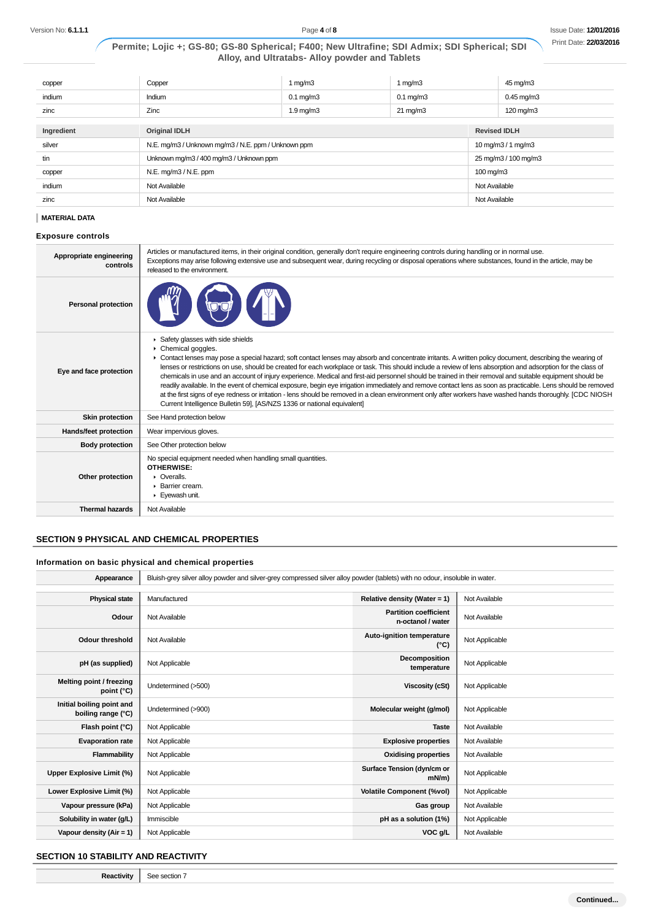| copper | Copper | 1 mg/m3 | 1 mg/m3 | 45 mg/m3 |
|---|---|---|---|---|
| indium | Indium | 0.1 mg/m3 | 0.1 mg/m3 | 0.45 mg/m3 |
| zinc | Zinc | 1.9 mg/m3 | 21 mg/m3 | 120 mg/m3 |

| Ingredient | Original IDLH | Revised IDLH |
|---|---|---|
| silver | N.E. mg/m3 / Unknown mg/m3 / N.E. ppm / Unknown ppm | 10 mg/m3 / 1 mg/m3 |
| tin | Unknown mg/m3 / 400 mg/m3 / Unknown ppm | 25 mg/m3 / 100 mg/m3 |
| copper | N.E. mg/m3 / N.E. ppm | 100 mg/m3 |
| indium | Not Available | Not Available |
| zinc | Not Available | Not Available |

**MATERIAL DATA**

### Exposure controls

| | |
|---|---|
| **Appropriate engineering controls** | Articles or manufactured items, in their original condition, generally don't require engineering controls during handling or in normal use. Exceptions may arise following extensive use and subsequent wear, during recycling or disposal operations where substances, found in the article, may be released to the environment. |
| **Personal protection** | |
| **Eye and face protection** | ▸ Safety glasses with side shields<br>▸ Chemical goggles.<br>▸ Contact lenses may pose a special hazard; soft contact lenses may absorb and concentrate irritants. A written policy document, describing the wearing of lenses or restrictions on use, should be created for each workplace or task. This should include a review of lens absorption and adsorption for the class of chemicals in use and an account of injury experience. Medical and first-aid personnel should be trained in their removal and suitable equipment should be readily available. In the event of chemical exposure, begin eye irrigation immediately and remove contact lens as soon as practicable. Lens should be removed at the first signs of eye redness or irritation - lens should be removed in a clean environment only after workers have washed hands thoroughly. [CDC NIOSH Current Intelligence Bulletin 59], [AS/NZS 1336 or national equivalent] |
| **Skin protection** | See Hand protection below |
| **Hands/feet protection** | Wear impervious gloves. |
| **Body protection** | See Other protection below |
| **Other protection** | No special equipment needed when handling small quantities.<br>**OTHERWISE:**<br>▸ Overalls.<br>▸ Barrier cream.<br>▸ Eyewash unit. |
| **Thermal hazards** | Not Available |

## SECTION 9 PHYSICAL AND CHEMICAL PROPERTIES

### Information on basic physical and chemical properties

| | |
|---|---|
| **Appearance** | Bluish-grey silver alloy powder and silver-grey compressed silver alloy powder (tablets) with no odour, insoluble in water. |

| | | | |
|---|---|---|---|
| **Physical state** | Manufactured | **Relative density (Water = 1)** | Not Available |
| **Odour** | Not Available | **Partition coefficient n-octanol / water** | Not Available |
| **Odour threshold** | Not Available | **Auto-ignition temperature (°C)** | Not Applicable |
| **pH (as supplied)** | Not Applicable | **Decomposition temperature** | Not Applicable |
| **Melting point / freezing point (°C)** | Undetermined (>500) | **Viscosity (cSt)** | Not Applicable |
| **Initial boiling point and boiling range (°C)** | Undetermined (>900) | **Molecular weight (g/mol)** | Not Applicable |
| **Flash point (°C)** | Not Applicable | **Taste** | Not Available |
| **Evaporation rate** | Not Applicable | **Explosive properties** | Not Available |
| **Flammability** | Not Applicable | **Oxidising properties** | Not Available |
| **Upper Explosive Limit (%)** | Not Applicable | **Surface Tension (dyn/cm or mN/m)** | Not Applicable |
| **Lower Explosive Limit (%)** | Not Applicable | **Volatile Component (%vol)** | Not Applicable |
| **Vapour pressure (kPa)** | Not Applicable | **Gas group** | Not Available |
| **Solubility in water (g/L)** | Immiscible | **pH as a solution (1%)** | Not Applicable |
| **Vapour density (Air = 1)** | Not Applicable | **VOC g/L** | Not Available |

## SECTION 10 STABILITY AND REACTIVITY

| | |
|---|---|
| **Reactivity** | See section 7 |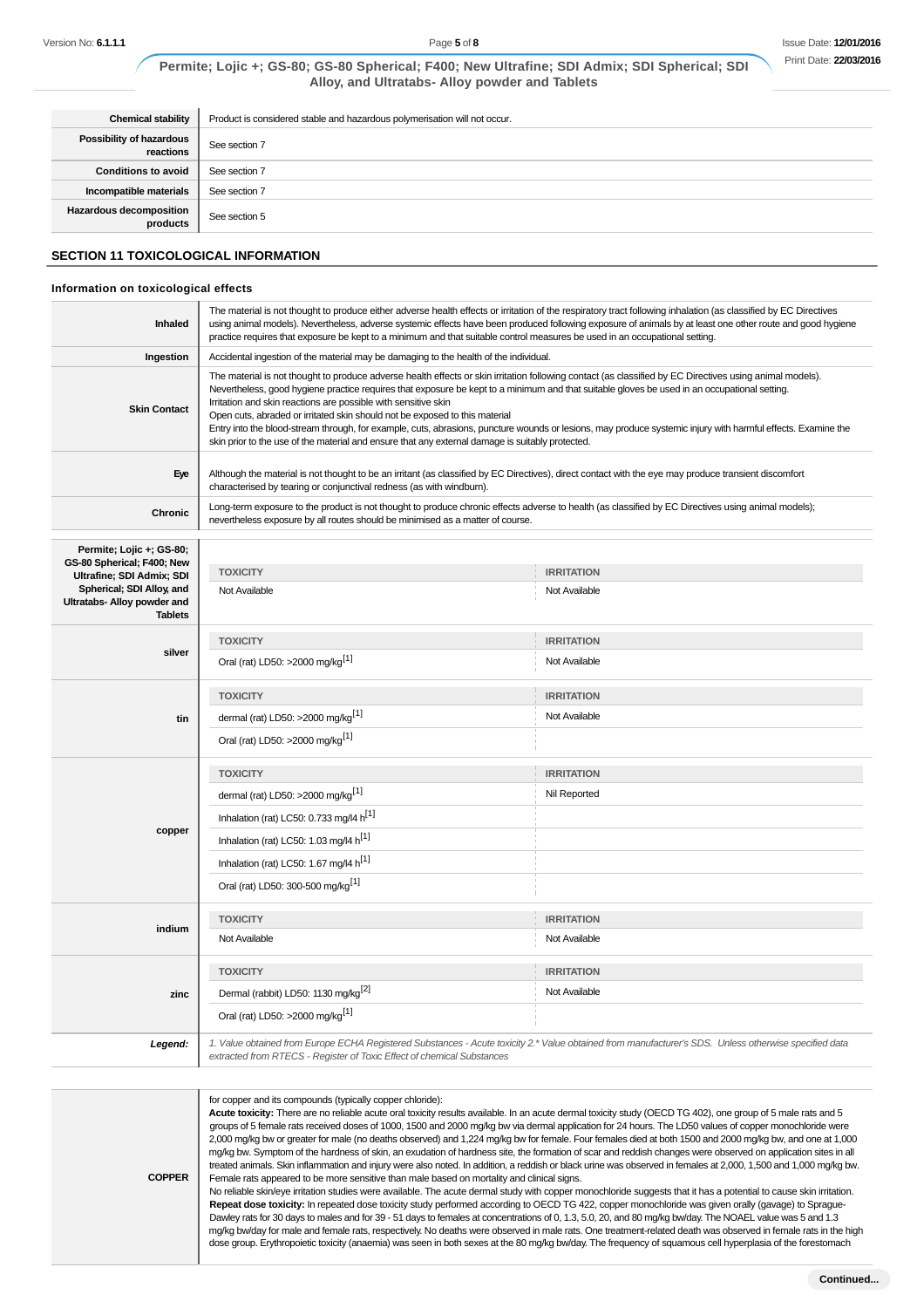| | |
|---|---|
| **Chemical stability** | Product is considered stable and hazardous polymerisation will not occur. |
| **Possibility of hazardous reactions** | See section 7 |
| **Conditions to avoid** | See section 7 |
| **Incompatible materials** | See section 7 |
| **Hazardous decomposition products** | See section 5 |

## SECTION 11 TOXICOLOGICAL INFORMATION

### Information on toxicological effects

| | |
|---|---|
| **Inhaled** | The material is not thought to produce either adverse health effects or irritation of the respiratory tract following inhalation (as classified by EC Directives using animal models). Nevertheless, adverse systemic effects have been produced following exposure of animals by at least one other route and good hygiene practice requires that exposure be kept to a minimum and that suitable control measures be used in an occupational setting. |
| **Ingestion** | Accidental ingestion of the material may be damaging to the health of the individual. |
| **Skin Contact** | The material is not thought to produce adverse health effects or skin irritation following contact (as classified by EC Directives using animal models). Nevertheless, good hygiene practice requires that exposure be kept to a minimum and that suitable gloves be used in an occupational setting.<br>Irritation and skin reactions are possible with sensitive skin<br>Open cuts, abraded or irritated skin should not be exposed to this material<br>Entry into the blood-stream through, for example, cuts, abrasions, puncture wounds or lesions, may produce systemic injury with harmful effects. Examine the skin prior to the use of the material and ensure that any external damage is suitably protected. |
| **Eye** | Although the material is not thought to be an irritant (as classified by EC Directives), direct contact with the eye may produce transient discomfort characterised by tearing or conjunctival redness (as with windburn). |
| **Chronic** | Long-term exposure to the product is not thought to produce chronic effects adverse to health (as classified by EC Directives using animal models); nevertheless exposure by all routes should be minimised as a matter of course. |

| | TOXICITY | IRRITATION |
|---|---|---|
| **Permite; Lojic +; GS-80; GS-80 Spherical; F400; New Ultrafine; SDI Admix; SDI Spherical; SDI Alloy, and Ultratabs- Alloy powder and Tablets** | Not Available | Not Available |
| **silver** | Oral (rat) LD50: >2000 mg/kg[1] | Not Available |
| **tin** | dermal (rat) LD50: >2000 mg/kg[1] | Not Available |
| | Oral (rat) LD50: >2000 mg/kg[1] | |
| **copper** | dermal (rat) LD50: >2000 mg/kg[1] | Nil Reported |
| | Inhalation (rat) LC50: 0.733 mg/l4 h[1] | |
| | Inhalation (rat) LC50: 1.03 mg/l4 h[1] | |
| | Inhalation (rat) LC50: 1.67 mg/l4 h[1] | |
| | Oral (rat) LD50: 300-500 mg/kg[1] | |
| **indium** | Not Available | Not Available |
| **zinc** | Dermal (rabbit) LD50: 1130 mg/kg[2] | Not Available |
| | Oral (rat) LD50: >2000 mg/kg[1] | |
| ***Legend:*** | *1. Value obtained from Europe ECHA Registered Substances - Acute toxicity 2.* Value obtained from manufacturer's SDS. Unless otherwise specified data extracted from RTECS - Register of Toxic Effect of chemical Substances* | |

| | |
|---|---|
| **COPPER** | for copper and its compounds (typically copper chloride):<br>**Acute toxicity:** There are no reliable acute oral toxicity results available. In an acute dermal toxicity study (OECD TG 402), one group of 5 male rats and 5 groups of 5 female rats received doses of 1000, 1500 and 2000 mg/kg bw via dermal application for 24 hours. The LD50 values of copper monochloride were 2,000 mg/kg bw or greater for male (no deaths observed) and 1,224 mg/kg bw for female. Four females died at both 1500 and 2000 mg/kg bw, and one at 1,000 mg/kg bw. Symptom of the hardness of skin, an exudation of hardness site, the formation of scar and reddish changes were observed on application sites in all treated animals. Skin inflammation and injury were also noted. In addition, a reddish or black urine was observed in females at 2,000, 1,500 and 1,000 mg/kg bw. Female rats appeared to be more sensitive than male based on mortality and clinical signs.<br>No reliable skin/eye irritation studies were available. The acute dermal study with copper monochloride suggests that it has a potential to cause skin irritation.<br>**Repeat dose toxicity:** In repeated dose toxicity study performed according to OECD TG 422, copper monochloride was given orally (gavage) to Sprague-Dawley rats for 30 days to males and for 39 - 51 days to females at concentrations of 0, 1.3, 5.0, 20, and 80 mg/kg bw/day. The NOAEL value was 5 and 1.3 mg/kg bw/day for male and female rats, respectively. No deaths were observed in male rats. One treatment-related death was observed in female rats in the high dose group. Erythropoietic toxicity (anaemia) was seen in both sexes at the 80 mg/kg bw/day. The frequency of squamous cell hyperplasia of the forestomach |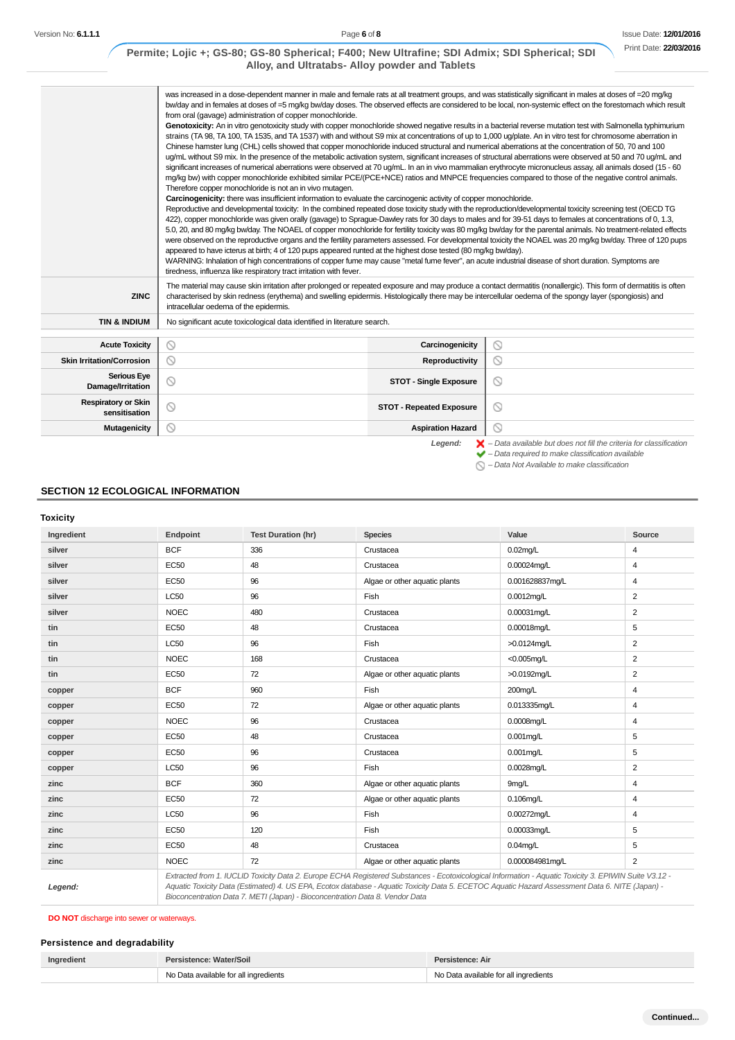| | |
|---|---|
| | was increased in a dose-dependent manner in male and female rats at all treatment groups, and was statistically significant in males at doses of =20 mg/kg bw/day and in females at doses of =5 mg/kg bw/day doses. The observed effects are considered to be local, non-systemic effect on the forestomach which result from oral (gavage) administration of copper monochloride.<br>**Genotoxicity:** An in vitro genotoxicity study with copper monochloride showed negative results in a bacterial reverse mutation test with Salmonella typhimurium strains (TA 98, TA 100, TA 1535, and TA 1537) with and without S9 mix at concentrations of up to 1,000 ug/plate. An in vitro test for chromosome aberration in Chinese hamster lung (CHL) cells showed that copper monochloride induced structural and numerical aberrations at the concentration of 50, 70 and 100 ug/mL without S9 mix. In the presence of the metabolic activation system, significant increases of structural aberrations were observed at 50 and 70 ug/mL and significant increases of numerical aberrations were observed at 70 ug/mL. In an in vivo mammalian erythrocyte micronucleus assay, all animals dosed (15 - 60 mg/kg bw) with copper monochloride exhibited similar PCE/(PCE+NCE) ratios and MNPCE frequencies compared to those of the negative control animals. Therefore copper monochloride is not an in vivo mutagen.<br>**Carcinogenicity:** there was insufficient information to evaluate the carcinogenic activity of copper monochloride.<br>Reproductive and developmental toxicity: In the combined repeated dose toxicity study with the reproduction/developmental toxicity screening test (OECD TG 422), copper monochloride was given orally (gavage) to Sprague-Dawley rats for 30 days to males and for 39-51 days to females at concentrations of 0, 1.3, 5.0, 20, and 80 mg/kg bw/day. The NOAEL of copper monochloride for fertility toxicity was 80 mg/kg bw/day for the parental animals. No treatment-related effects were observed on the reproductive organs and the fertility parameters assessed. For developmental toxicity the NOAEL was 20 mg/kg bw/day. Three of 120 pups appeared to have icterus at birth; 4 of 120 pups appeared runted at the highest dose tested (80 mg/kg bw/day).<br>WARNING: Inhalation of high concentrations of copper fume may cause "metal fume fever", an acute industrial disease of short duration. Symptoms are tiredness, influenza like respiratory tract irritation with fever. |
| **ZINC** | The material may cause skin irritation after prolonged or repeated exposure and may produce a contact dermatitis (nonallergic). This form of dermatitis is often characterised by skin redness (erythema) and swelling epidermis. Histologically there may be intercellular oedema of the spongy layer (spongiosis) and intracellular oedema of the epidermis. |
| **TIN & INDIUM** | No significant acute toxicological data identified in literature search. |

| | | | |
|---|---|---|---|
| **Acute Toxicity** | ⃠ | **Carcinogenicity** | ⃠ |
| **Skin Irritation/Corrosion** | ⃠ | **Reproductivity** | ⃠ |
| **Serious Eye Damage/Irritation** | ⃠ | **STOT - Single Exposure** | ⃠ |
| **Respiratory or Skin sensitisation** | ⃠ | **STOT - Repeated Exposure** | ⃠ |
| **Mutagenicity** | ⃠ | **Aspiration Hazard** | ⃠ |

*Legend:*
✗ – *Data available but does not fill the criteria for classification*
✔ – *Data required to make classification available*
⃠ – *Data Not Available to make classification*

## SECTION 12 ECOLOGICAL INFORMATION

### Toxicity

| Ingredient | Endpoint | Test Duration (hr) | Species | Value | Source |
|---|---|---|---|---|---|
| silver | BCF | 336 | Crustacea | 0.02mg/L | 4 |
| silver | EC50 | 48 | Crustacea | 0.00024mg/L | 4 |
| silver | EC50 | 96 | Algae or other aquatic plants | 0.001628837mg/L | 4 |
| silver | LC50 | 96 | Fish | 0.0012mg/L | 2 |
| silver | NOEC | 480 | Crustacea | 0.00031mg/L | 2 |
| tin | EC50 | 48 | Crustacea | 0.00018mg/L | 5 |
| tin | LC50 | 96 | Fish | >0.0124mg/L | 2 |
| tin | NOEC | 168 | Crustacea | <0.005mg/L | 2 |
| tin | EC50 | 72 | Algae or other aquatic plants | >0.0192mg/L | 2 |
| copper | BCF | 960 | Fish | 200mg/L | 4 |
| copper | EC50 | 72 | Algae or other aquatic plants | 0.013335mg/L | 4 |
| copper | NOEC | 96 | Crustacea | 0.0008mg/L | 4 |
| copper | EC50 | 48 | Crustacea | 0.001mg/L | 5 |
| copper | EC50 | 96 | Crustacea | 0.001mg/L | 5 |
| copper | LC50 | 96 | Fish | 0.0028mg/L | 2 |
| zinc | BCF | 360 | Algae or other aquatic plants | 9mg/L | 4 |
| zinc | EC50 | 72 | Algae or other aquatic plants | 0.106mg/L | 4 |
| zinc | LC50 | 96 | Fish | 0.00272mg/L | 4 |
| zinc | EC50 | 120 | Fish | 0.00033mg/L | 5 |
| zinc | EC50 | 48 | Crustacea | 0.04mg/L | 5 |
| zinc | NOEC | 72 | Algae or other aquatic plants | 0.000084981mg/L | 2 |
| *Legend:* | *Extracted from 1. IUCLID Toxicity Data 2. Europe ECHA Registered Substances - Ecotoxicological Information - Aquatic Toxicity 3. EPIWIN Suite V3.12 - Aquatic Toxicity Data (Estimated) 4. US EPA, Ecotox database - Aquatic Toxicity Data 5. ECETOC Aquatic Hazard Assessment Data 6. NITE (Japan) - Bioconcentration Data 7. METI (Japan) - Bioconcentration Data 8. Vendor Data* | | | | |

**DO NOT** discharge into sewer or waterways.

### Persistence and degradability

| Ingredient | Persistence: Water/Soil | Persistence: Air |
|---|---|---|
| | No Data available for all ingredients | No Data available for all ingredients |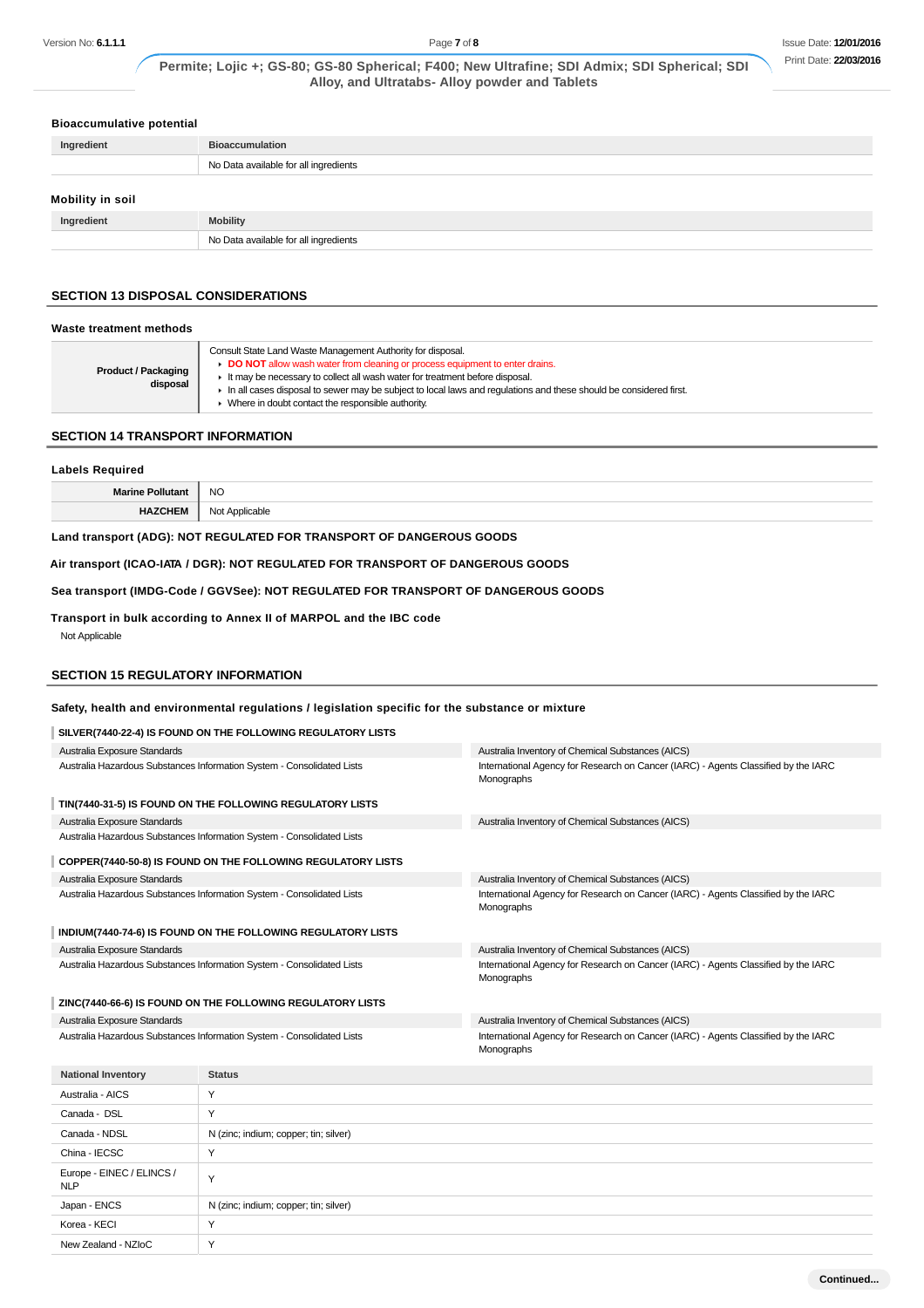### Bioaccumulative potential

| Ingredient | Bioaccumulation |
|---|---|
| | No Data available for all ingredients |

### Mobility in soil

| Ingredient | Mobility |
|---|---|
| | No Data available for all ingredients |

## SECTION 13 DISPOSAL CONSIDERATIONS

### Waste treatment methods

| | |
|---|---|
| **Product / Packaging disposal** | Consult State Land Waste Management Authority for disposal.<br>▸ **DO NOT** allow wash water from cleaning or process equipment to enter drains.<br>▸ It may be necessary to collect all wash water for treatment before disposal.<br>▸ In all cases disposal to sewer may be subject to local laws and regulations and these should be considered first.<br>▸ Where in doubt contact the responsible authority. |

## SECTION 14 TRANSPORT INFORMATION

### Labels Required

| | |
|---|---|
| **Marine Pollutant** | NO |
| **HAZCHEM** | Not Applicable |

**Land transport (ADG): NOT REGULATED FOR TRANSPORT OF DANGEROUS GOODS**

**Air transport (ICAO-IATA / DGR): NOT REGULATED FOR TRANSPORT OF DANGEROUS GOODS**

**Sea transport (IMDG-Code / GGVSee): NOT REGULATED FOR TRANSPORT OF DANGEROUS GOODS**

**Transport in bulk according to Annex II of MARPOL and the IBC code**

Not Applicable

## SECTION 15 REGULATORY INFORMATION

### Safety, health and environmental regulations / legislation specific for the substance or mixture

**SILVER(7440-22-4) IS FOUND ON THE FOLLOWING REGULATORY LISTS**

| | |
|---|---|
| Australia Exposure Standards | Australia Inventory of Chemical Substances (AICS) |
| Australia Hazardous Substances Information System - Consolidated Lists | International Agency for Research on Cancer (IARC) - Agents Classified by the IARC Monographs |

**TIN(7440-31-5) IS FOUND ON THE FOLLOWING REGULATORY LISTS**

| | |
|---|---|
| Australia Exposure Standards | Australia Inventory of Chemical Substances (AICS) |
| Australia Hazardous Substances Information System - Consolidated Lists | |

**COPPER(7440-50-8) IS FOUND ON THE FOLLOWING REGULATORY LISTS**

| | |
|---|---|
| Australia Exposure Standards | Australia Inventory of Chemical Substances (AICS) |
| Australia Hazardous Substances Information System - Consolidated Lists | International Agency for Research on Cancer (IARC) - Agents Classified by the IARC Monographs |

**INDIUM(7440-74-6) IS FOUND ON THE FOLLOWING REGULATORY LISTS**

| | |
|---|---|
| Australia Exposure Standards | Australia Inventory of Chemical Substances (AICS) |
| Australia Hazardous Substances Information System - Consolidated Lists | International Agency for Research on Cancer (IARC) - Agents Classified by the IARC Monographs |

**ZINC(7440-66-6) IS FOUND ON THE FOLLOWING REGULATORY LISTS**

| | |
|---|---|
| Australia Exposure Standards | Australia Inventory of Chemical Substances (AICS) |
| Australia Hazardous Substances Information System - Consolidated Lists | International Agency for Research on Cancer (IARC) - Agents Classified by the IARC Monographs |

| National Inventory | Status |
|---|---|
| Australia - AICS | Y |
| Canada - DSL | Y |
| Canada - NDSL | N (zinc; indium; copper; tin; silver) |
| China - IECSC | Y |
| Europe - EINEC / ELINCS / NLP | Y |
| Japan - ENCS | N (zinc; indium; copper; tin; silver) |
| Korea - KECI | Y |
| New Zealand - NZIoC | Y |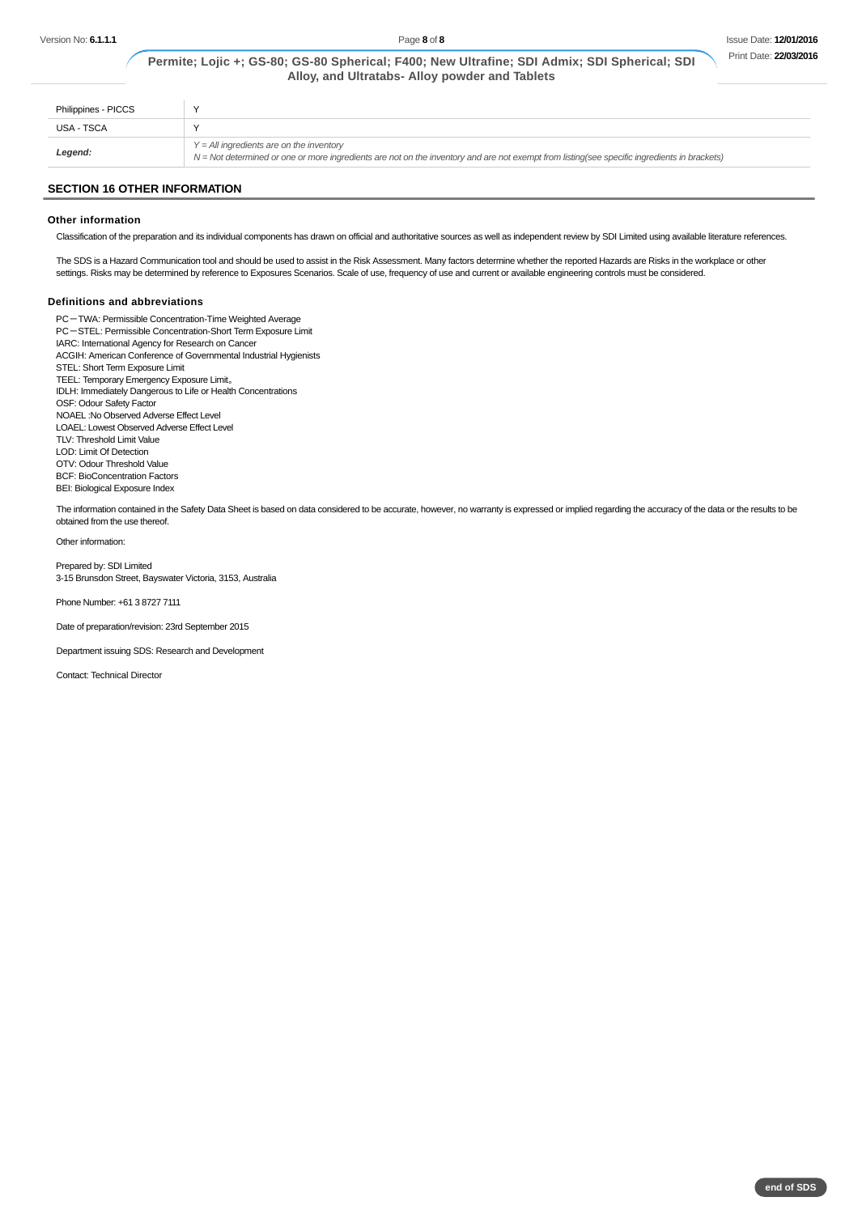| | |
|---|---|
| Philippines - PICCS | Y |
| USA - TSCA | Y |
| **Legend:** | *Y = All ingredients are on the inventory*<br>*N = Not determined or one or more ingredients are not on the inventory and are not exempt from listing(see specific ingredients in brackets)* |

## SECTION 16 OTHER INFORMATION

### Other information

Classification of the preparation and its individual components has drawn on official and authoritative sources as well as independent review by SDI Limited using available literature references.

The SDS is a Hazard Communication tool and should be used to assist in the Risk Assessment. Many factors determine whether the reported Hazards are Risks in the workplace or other settings. Risks may be determined by reference to Exposures Scenarios. Scale of use, frequency of use and current or available engineering controls must be considered.

### Definitions and abbreviations

PC－TWA: Permissible Concentration-Time Weighted Average
PC－STEL: Permissible Concentration-Short Term Exposure Limit
IARC: International Agency for Research on Cancer
ACGIH: American Conference of Governmental Industrial Hygienists
STEL: Short Term Exposure Limit
TEEL: Temporary Emergency Exposure Limit。
IDLH: Immediately Dangerous to Life or Health Concentrations
OSF: Odour Safety Factor
NOAEL :No Observed Adverse Effect Level
LOAEL: Lowest Observed Adverse Effect Level
TLV: Threshold Limit Value
LOD: Limit Of Detection
OTV: Odour Threshold Value
BCF: BioConcentration Factors
BEI: Biological Exposure Index

The information contained in the Safety Data Sheet is based on data considered to be accurate, however, no warranty is expressed or implied regarding the accuracy of the data or the results to be obtained from the use thereof.

Other information:

Prepared by: SDI Limited
3-15 Brunsdon Street, Bayswater Victoria, 3153, Australia

Phone Number: +61 3 8727 7111

Date of preparation/revision: 23rd September 2015

Department issuing SDS: Research and Development

Contact: Technical Director

end of SDS